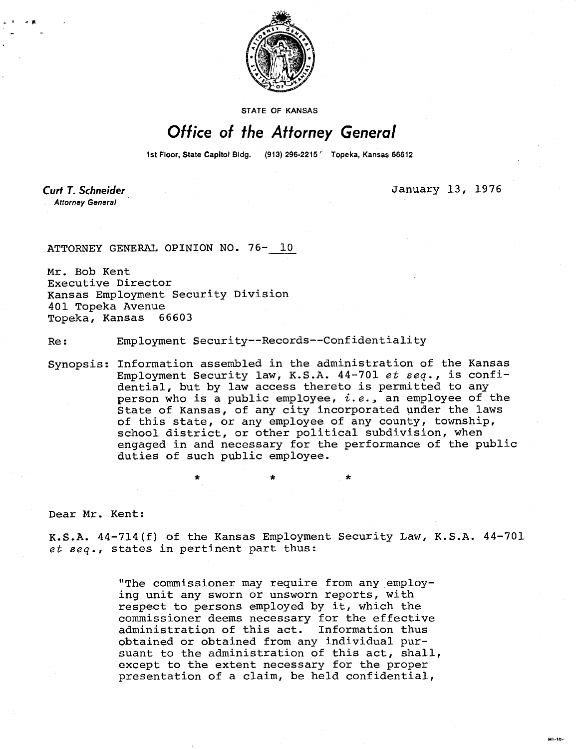STATE OF KANSAS

# Office of the Attorney General

1st Floor, State Capitol Bldg. (913) 296-2215 Topeka, Kansas 66612

**Curt T. Schneider**
Attorney General

January 13, 1976

ATTORNEY GENERAL OPINION NO. 76- 10

Mr. Bob Kent
Executive Director
Kansas Employment Security Division
401 Topeka Avenue
Topeka, Kansas 66603

Re: Employment Security--Records--Confidentiality

Synopsis: Information assembled in the administration of the Kansas Employment Security law, K.S.A. 44-701 *et seq.*, is confidential, but by law access thereto is permitted to any person who is a public employee, *i.e.*, an employee of the State of Kansas, of any city incorporated under the laws of this state, or any employee of any county, township, school district, or other political subdivision, when engaged in and necessary for the performance of the public duties of such public employee.

\* \* \*

Dear Mr. Kent:

K.S.A. 44-714(f) of the Kansas Employment Security Law, K.S.A. 44-701 *et seq.*, states in pertinent part thus:

> "The commissioner may require from any employing unit any sworn or unsworn reports, with respect to persons employed by it, which the commissioner deems necessary for the effective administration of this act. Information thus obtained or obtained from any individual pursuant to the administration of this act, shall, except to the extent necessary for the proper presentation of a claim, be held confidential,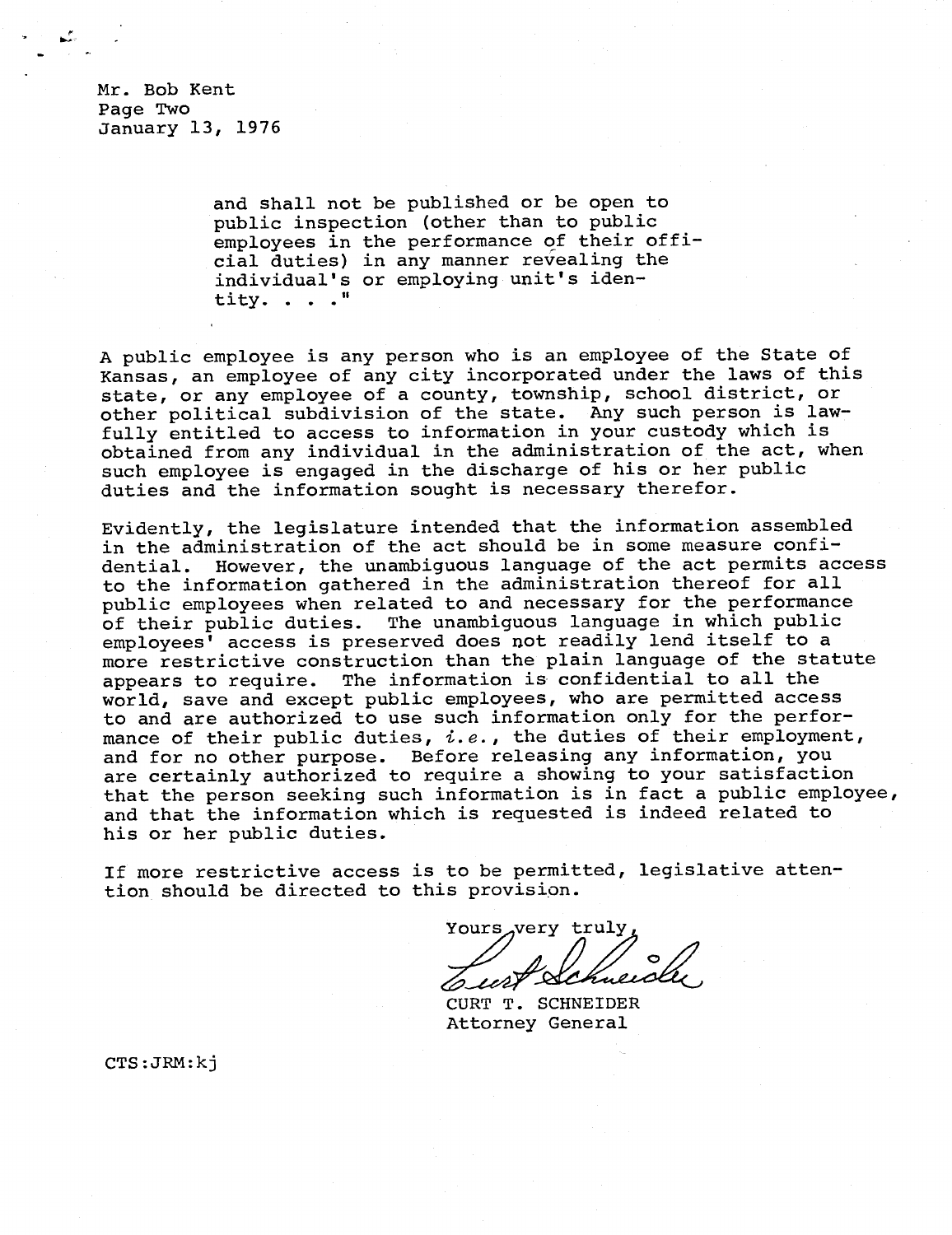Mr. Bob Kent
Page Two
January 13, 1976

> and shall not be published or be open to public inspection (other than to public employees in the performance of their official duties) in any manner revealing the individual's or employing unit's identity. . . ."

A public employee is any person who is an employee of the State of Kansas, an employee of any city incorporated under the laws of this state, or any employee of a county, township, school district, or other political subdivision of the state. Any such person is lawfully entitled to access to information in your custody which is obtained from any individual in the administration of the act, when such employee is engaged in the discharge of his or her public duties and the information sought is necessary therefor.

Evidently, the legislature intended that the information assembled in the administration of the act should be in some measure confidential. However, the unambiguous language of the act permits access to the information gathered in the administration thereof for all public employees when related to and necessary for the performance of their public duties. The unambiguous language in which public employees' access is preserved does not readily lend itself to a more restrictive construction than the plain language of the statute appears to require. The information is confidential to all the world, save and except public employees, who are permitted access to and are authorized to use such information only for the performance of their public duties, *i.e.*, the duties of their employment, and for no other purpose. Before releasing any information, you are certainly authorized to require a showing to your satisfaction that the person seeking such information is in fact a public employee, and that the information which is requested is indeed related to his or her public duties.

If more restrictive access is to be permitted, legislative attention should be directed to this provision.

Yours very truly,

CURT T. SCHNEIDER
Attorney General

CTS:JRM:kj